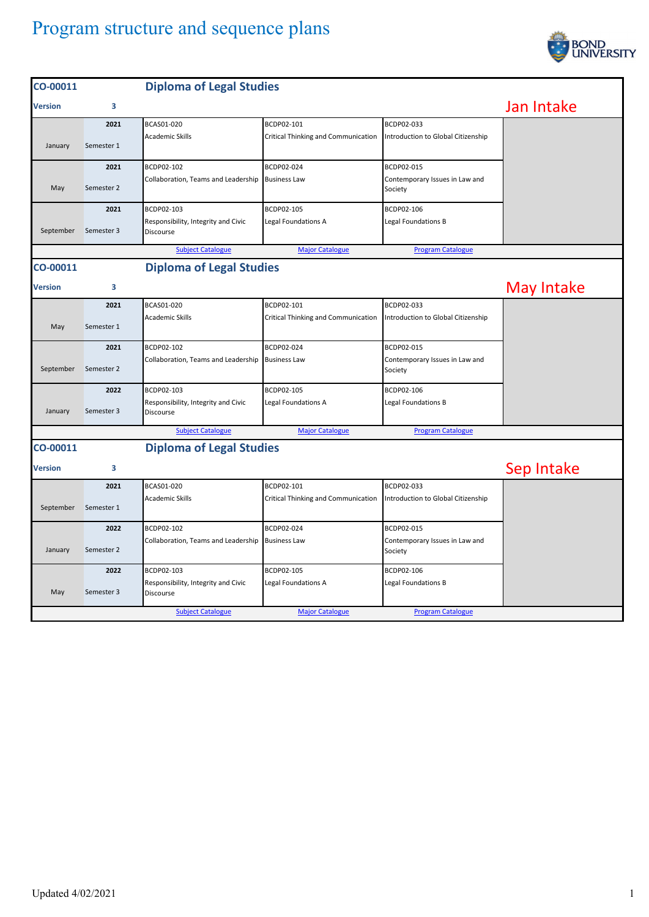# Program structure and sequence plans

## CO-00011 Diploma of Legal Studies

**Version** 3

**Jan Intake**

| Month | Semester | Year | Subject 1 | Subject 2 | Subject 3 |
|---|---|---|---|---|---|
| January | Semester 1 | 2021 | BCAS01-020 Academic Skills | BCDP02-101 Critical Thinking and Communication | BCDP02-033 Introduction to Global Citizenship |
| May | Semester 2 | 2021 | BCDP02-102 Collaboration, Teams and Leadership | BCDP02-024 Business Law | BCDP02-015 Contemporary Issues in Law and Society |
| September | Semester 3 | 2021 | BCDP02-103 Responsibility, Integrity and Civic Discourse | BCDP02-105 Legal Foundations A | BCDP02-106 Legal Foundations B |

Subject Catalogue | Major Catalogue | Program Catalogue

## CO-00011 Diploma of Legal Studies

**Version** 3

**May Intake**

| Month | Semester | Year | Subject 1 | Subject 2 | Subject 3 |
|---|---|---|---|---|---|
| May | Semester 1 | 2021 | BCAS01-020 Academic Skills | BCDP02-101 Critical Thinking and Communication | BCDP02-033 Introduction to Global Citizenship |
| September | Semester 2 | 2021 | BCDP02-102 Collaboration, Teams and Leadership | BCDP02-024 Business Law | BCDP02-015 Contemporary Issues in Law and Society |
| January | Semester 3 | 2022 | BCDP02-103 Responsibility, Integrity and Civic Discourse | BCDP02-105 Legal Foundations A | BCDP02-106 Legal Foundations B |

Subject Catalogue | Major Catalogue | Program Catalogue

## CO-00011 Diploma of Legal Studies

**Version** 3

**Sep Intake**

| Month | Semester | Year | Subject 1 | Subject 2 | Subject 3 |
|---|---|---|---|---|---|
| September | Semester 1 | 2021 | BCAS01-020 Academic Skills | BCDP02-101 Critical Thinking and Communication | BCDP02-033 Introduction to Global Citizenship |
| January | Semester 2 | 2022 | BCDP02-102 Collaboration, Teams and Leadership | BCDP02-024 Business Law | BCDP02-015 Contemporary Issues in Law and Society |
| May | Semester 3 | 2022 | BCDP02-103 Responsibility, Integrity and Civic Discourse | BCDP02-105 Legal Foundations A | BCDP02-106 Legal Foundations B |

Subject Catalogue | Major Catalogue | Program Catalogue

Updated 4/02/2021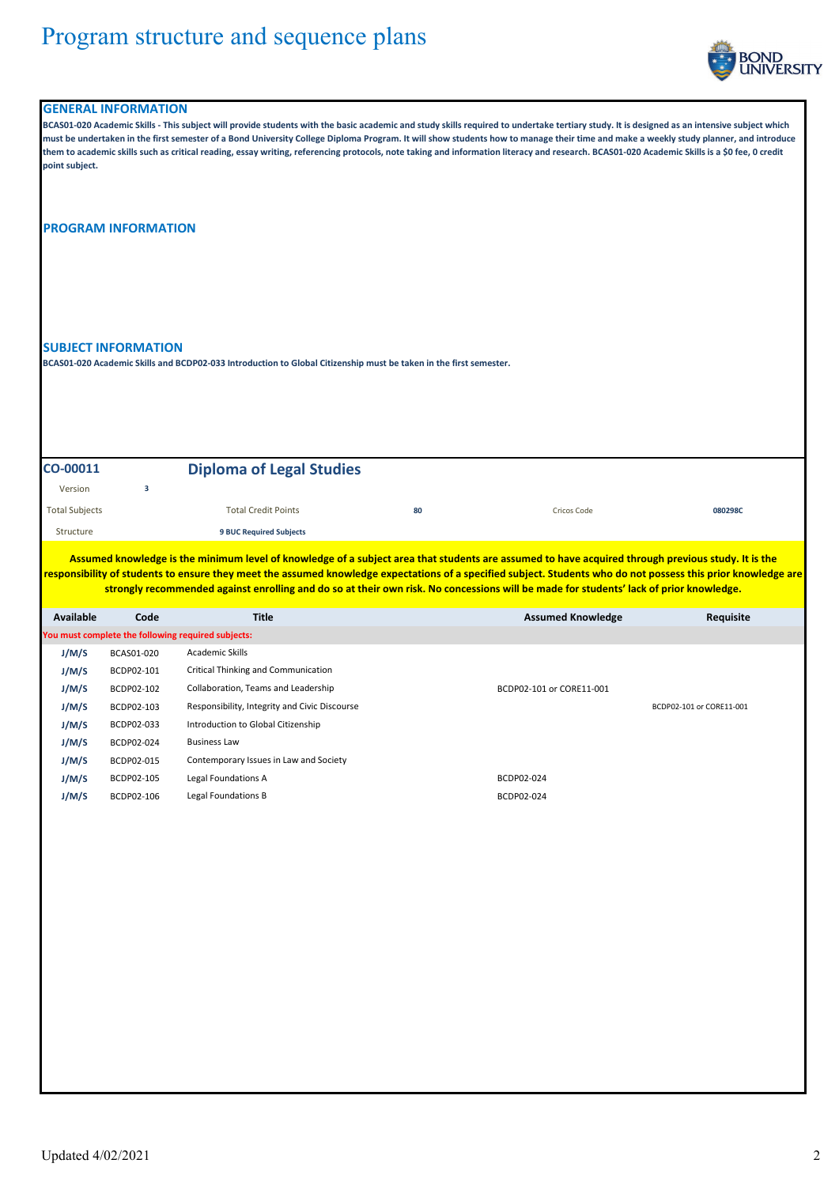# Program structure and sequence plans

## GENERAL INFORMATION

**BCAS01-020 Academic Skills - This subject will provide students with the basic academic and study skills required to undertake tertiary study. It is designed as an intensive subject which must be undertaken in the first semester of a Bond University College Diploma Program. It will show students how to manage their time and make a weekly study planner, and introduce them to academic skills such as critical reading, essay writing, referencing protocols, note taking and information literacy and research. BCAS01-020 Academic Skills is a $0 fee, 0 credit point subject.**

## PROGRAM INFORMATION

## SUBJECT INFORMATION

**BCAS01-020 Academic Skills and BCDP02-033 Introduction to Global Citizenship must be taken in the first semester.**

## CO-00011 Diploma of Legal Studies

| | | | | | |
|---|---|---|---|---|---|
| Version | 3 | | | | |
| Total Subjects | | Total Credit Points | 80 | Cricos Code | 080298C |
| Structure | | 9 BUC Required Subjects | | | |

**Assumed knowledge is the minimum level of knowledge of a subject area that students are assumed to have acquired through previous study. It is the responsibility of students to ensure they meet the assumed knowledge expectations of a specified subject. Students who do not possess this prior knowledge are strongly recommended against enrolling and do so at their own risk. No concessions will be made for students' lack of prior knowledge.**

| Available | Code | Title | Assumed Knowledge | Requisite |
|---|---|---|---|---|
| **You must complete the following required subjects:** | | | | |
| J/M/S | BCAS01-020 | Academic Skills | | |
| J/M/S | BCDP02-101 | Critical Thinking and Communication | | |
| J/M/S | BCDP02-102 | Collaboration, Teams and Leadership | BCDP02-101 or CORE11-001 | |
| J/M/S | BCDP02-103 | Responsibility, Integrity and Civic Discourse | | BCDP02-101 or CORE11-001 |
| J/M/S | BCDP02-033 | Introduction to Global Citizenship | | |
| J/M/S | BCDP02-024 | Business Law | | |
| J/M/S | BCDP02-015 | Contemporary Issues in Law and Society | | |
| J/M/S | BCDP02-105 | Legal Foundations A | BCDP02-024 | |
| J/M/S | BCDP02-106 | Legal Foundations B | BCDP02-024 | |

Updated 4/02/2021